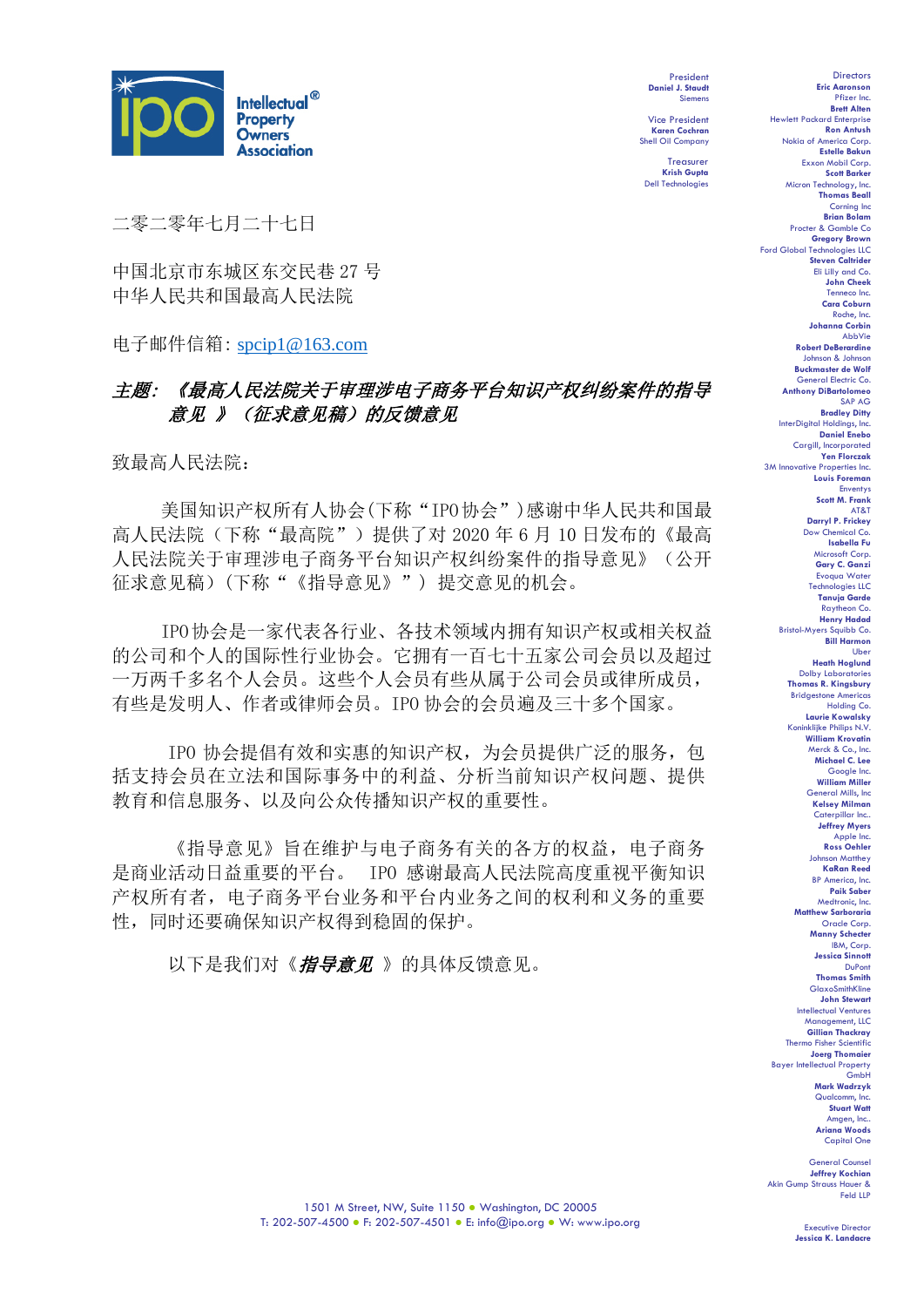**Intellectual Property Owners Association**

President
**Daniel J. Staudt**
Siemens

Vice President
**Karen Cochran**
Shell Oil Company

Treasurer
**Krish Gupta**
Dell Technologies

Directors
**Eric Aaronson** Pfizer Inc.
**Brett Alten** Hewlett Packard Enterprise
**Ron Antush** Nokia of America Corp.
**Estelle Bakun** Exxon Mobil Corp.
**Scott Barker** Micron Technology, Inc.
**Thomas Beall** Corning Inc
**Brian Bolam** Procter & Gamble Co
**Gregory Brown** Ford Global Technologies LLC
**Steven Caltrider** Eli Lilly and Co.
**John Cheek** Tenneco Inc.
**Cara Coburn** Roche, Inc.
**Johanna Corbin** AbbVie
**Robert DeBerardine** Johnson & Johnson
**Buckmaster de Wolf** General Electric Co.
**Anthony DiBartolomeo** SAP AG
**Bradley Ditty** InterDigital Holdings, Inc.
**Daniel Enebo** Cargill, Incorporated
**Yen Florczak** 3M Innovative Properties Inc.
**Louis Foreman** Enventys
**Scott M. Frank** AT&T
**Darryl P. Frickey** Dow Chemical Co.
**Isabella Fu** Microsoft Corp.
**Gary C. Ganzi** Evoqua Water Technologies LLC
**Tanuja Garde** Raytheon Co.
**Henry Hadad** Bristol-Myers Squibb Co.
**Bill Harmon** Uber
**Heath Hoglund** Dolby Laboratories
**Thomas R. Kingsbury** Bridgestone Americas Holding Co.
**Laurie Kowalsky** Koninklijke Philips N.V.
**William Krovatin** Merck & Co., Inc.
**Michael C. Lee** Google Inc.
**William Miller** General Mills, Inc
**Kelsey Milman** Caterpillar Inc..
**Jeffrey Myers** Apple Inc.
**Ross Oehler** Johnson Matthey
**KaRan Reed** BP America, Inc.
**Paik Saber** Medtronic, Inc.
**Matthew Sarboraria** Oracle Corp.
**Manny Schecter** IBM, Corp.
**Jessica Sinnott** DuPont
**Thomas Smith** GlaxoSmithKline
**John Stewart** Intellectual Ventures Management, LLC
**Gillian Thackray** Thermo Fisher Scientific
**Joerg Thomaier** Bayer Intellectual Property GmbH
**Mark Wadrzyk** Qualcomm, Inc.
**Stuart Watt** Amgen, Inc..
**Ariana Woods** Capital One

General Counsel
**Jeffrey Kochian**
Akin Gump Strauss Hauer & Feld LLP

Executive Director
**Jessica K. Landacre**

二零二零年七月二十七日

中国北京市东城区东交民巷 27 号
中华人民共和国最高人民法院

电子邮件信箱: spcip1@163.com

***主题: 《最高人民法院关于审理涉电子商务平台知识产权纠纷案件的指导意见 》（征求意见稿）的反馈意见***

致最高人民法院:

美国知识产权所有人协会(下称“IPO 协会”)感谢中华人民共和国最高人民法院（下称“最高院”）提供了对 2020 年 6 月 10 日发布的《最高人民法院关于审理涉电子商务平台知识产权纠纷案件的指导意见》（公开征求意见稿）(下称“《指导意见》”）提交意见的机会。

IPO 协会是一家代表各行业、各技术领域内拥有知识产权或相关权益的公司和个人的国际性行业协会。它拥有一百七十五家公司会员以及超过一万两千多名个人会员。这些个人会员有些从属于公司会员或律所成员，有些是发明人、作者或律师会员。IPO 协会的会员遍及三十多个国家。

IPO 协会提倡有效和实惠的知识产权，为会员提供广泛的服务，包括支持会员在立法和国际事务中的利益、分析当前知识产权问题、提供教育和信息服务、以及向公众传播知识产权的重要性。

《指导意见》旨在维护与电子商务有关的各方的权益，电子商务是商业活动日益重要的平台。 IPO 感谢最高人民法院高度重视平衡知识产权所有者，电子商务平台业务和平台内业务之间的权利和义务的重要性，同时还要确保知识产权得到稳固的保护。

以下是我们对《***指导意见*** 》的具体反馈意见。

1501 M Street, NW, Suite 1150 ● Washington, DC 20005
T: 202-507-4500 ● F: 202-507-4501 ● E: info@ipo.org ● W: www.ipo.org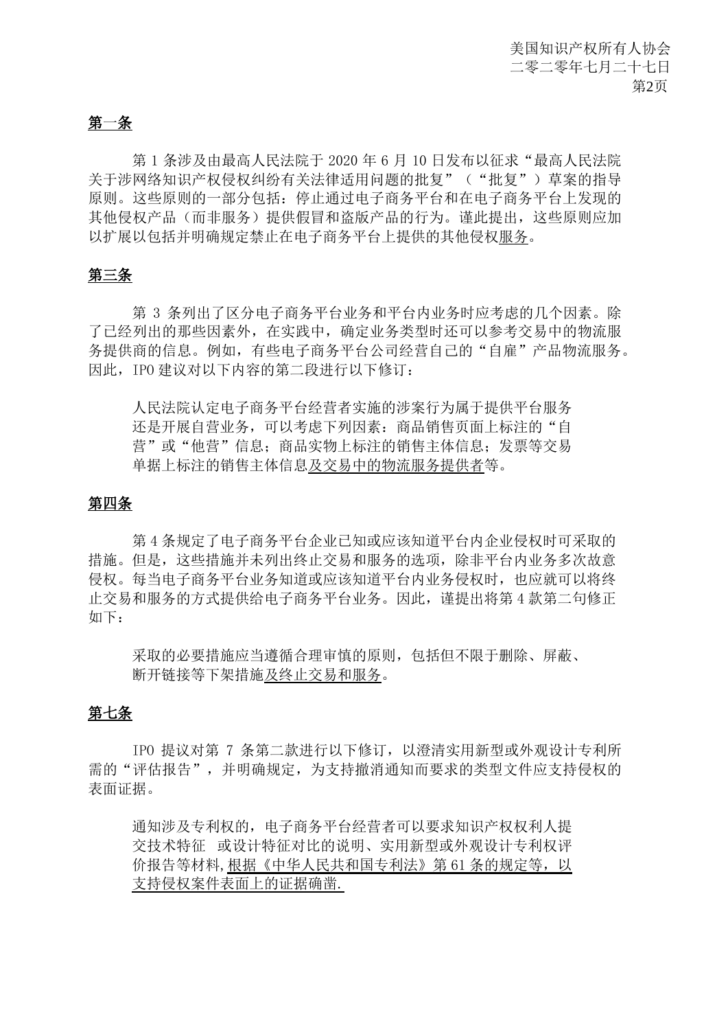**第一条**

第 1 条涉及由最高人民法院于 2020 年 6 月 10 日发布以征求“最高人民法院关于涉网络知识产权侵权纠纷有关法律适用问题的批复”（“批复”）草案的指导原则。这些原则的一部分包括：停止通过电子商务平台和在电子商务平台上发现的其他侵权产品（而非服务）提供假冒和盗版产品的行为。谨此提出，这些原则应加以扩展以包括并明确规定禁止在电子商务平台上提供的其他侵权<u>服务</u>。

**第三条**

第 3 条列出了区分电子商务平台业务和平台内业务时应考虑的几个因素。除了已经列出的那些因素外，在实践中，确定业务类型时还可以参考交易中的物流服务提供商的信息。例如，有些电子商务平台公司经营自己的“自雇”产品物流服务。因此，IPO 建议对以下内容的第二段进行以下修订：

> 人民法院认定电子商务平台经营者实施的涉案行为属于提供平台服务还是开展自营业务，可以考虑下列因素：商品销售页面上标注的“自营”或“他营”信息；商品实物上标注的销售主体信息；发票等交易单据上标注的销售主体信息<u>及交易中的物流服务提供者</u>等。

**第四条**

第 4 条规定了电子商务平台企业已知或应该知道平台内企业侵权时可采取的措施。但是，这些措施并未列出终止交易和服务的选项，除非平台内业务多次故意侵权。每当电子商务平台业务知道或应该知道平台内业务侵权时，也应就可以将终止交易和服务的方式提供给电子商务平台业务。因此，谨提出将第 4 款第二句修正如下：

> 采取的必要措施应当遵循合理审慎的原则，包括但不限于删除、屏蔽、断开链接等下架措施<u>及终止交易和服务</u>。

**第七条**

IPO 提议对第 7 条第二款进行以下修订，以澄清实用新型或外观设计专利所需的“评估报告”，并明确规定，为支持撤消通知而要求的类型文件应支持侵权的表面证据。

> 通知涉及专利权的，电子商务平台经营者可以要求知识产权权利人提交技术特征 或设计特征对比的说明、实用新型或外观设计专利权评价报告等材料, <u>根据《中华人民共和国专利法》第 61 条的规定等，以支持侵权案件表面上的证据确凿.</u>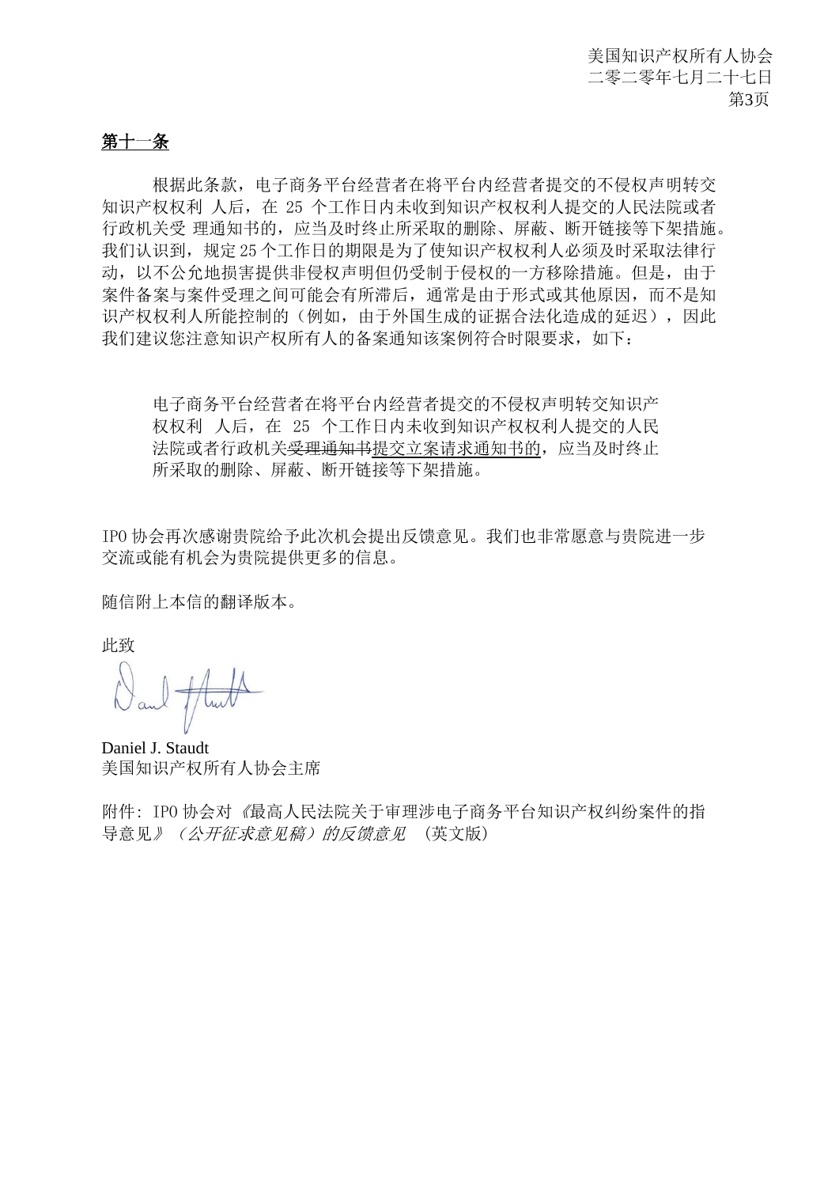**第十一条**

根据此条款，电子商务平台经营者在将平台内经营者提交的不侵权声明转交知识产权权利 人后，在 25 个工作日内未收到知识产权权利人提交的人民法院或者行政机关受 理通知书的，应当及时终止所采取的删除、屏蔽、断开链接等下架措施。我们认识到，规定25个工作日的期限是为了使知识产权权利人必须及时采取法律行动，以不公允地损害提供非侵权声明但仍受制于侵权的一方移除措施。但是，由于案件备案与案件受理之间可能会有所滞后，通常是由于形式或其他原因，而不是知识产权权利人所能控制的（例如，由于外国生成的证据合法化造成的延迟），因此我们建议您注意知识产权所有人的备案通知该案例符合时限要求，如下：

> 电子商务平台经营者在将平台内经营者提交的不侵权声明转交知识产权权利 人后，在 25 个工作日内未收到知识产权权利人提交的人民法院或者行政机关~~受理通知书~~<u>提交立案请求通知书的</u>，应当及时终止所采取的删除、屏蔽、断开链接等下架措施。

IPO 协会再次感谢贵院给予此次机会提出反馈意见。我们也非常愿意与贵院进一步交流或能有机会为贵院提供更多的信息。

随信附上本信的翻译版本。

此致

Daniel J. Staudt
美国知识产权所有人协会主席

附件：IPO 协会对《最高人民法院关于审理涉电子商务平台知识产权纠纷案件的指导意见》*（公开征求意见稿）的反馈意见* （英文版）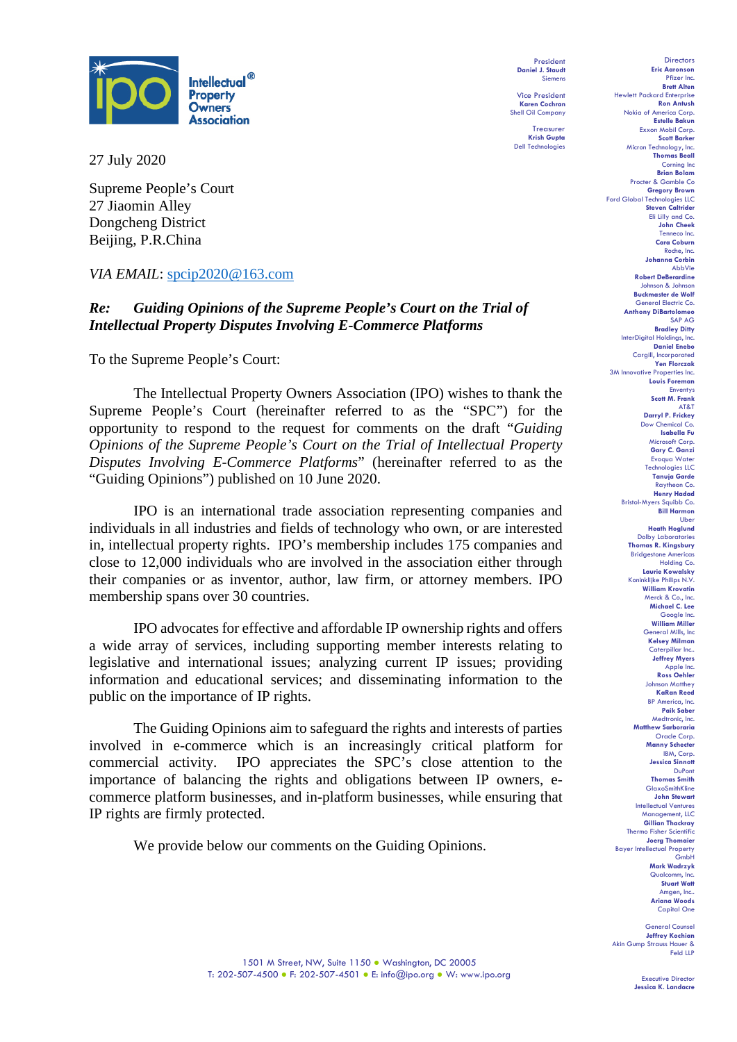President
**Daniel J. Staudt**
Siemens

Vice President
**Karen Cochran**
Shell Oil Company

Treasurer
**Krish Gupta**
Dell Technologies

Directors
**Eric Aaronson**
Pfizer Inc.
**Brett Alten**
Hewlett Packard Enterprise
**Ron Antush**
Nokia of America Corp.
**Estelle Bakun**
Exxon Mobil Corp.
**Scott Barker**
Micron Technology, Inc.
**Thomas Beall**
Corning Inc
**Brian Bolam**
Procter & Gamble Co
**Gregory Brown**
Ford Global Technologies LLC
**Steven Caltrider**
Eli Lilly and Co.
**John Cheek**
Tenneco Inc.
**Cara Coburn**
Roche, Inc.
**Johanna Corbin**
AbbVie
**Robert DeBerardine**
Johnson & Johnson
**Buckmaster de Wolf**
General Electric Co.
**Anthony DiBartolomeo**
SAP AG
**Bradley Ditty**
InterDigital Holdings, Inc.
**Daniel Enebo**
Cargill, Incorporated
**Yen Florczak**
3M Innovative Properties Inc.
**Louis Foreman**
Enventys
**Scott M. Frank**
AT&T
**Darryl P. Frickey**
Dow Chemical Co.
**Isabella Fu**
Microsoft Corp.
**Gary C. Ganzi**
Evoqua Water Technologies LLC
**Tanuja Garde**
Raytheon Co.
**Henry Hadad**
Bristol-Myers Squibb Co.
**Bill Harmon**
Uber
**Heath Hoglund**
Dolby Laboratories
**Thomas R. Kingsbury**
Bridgestone Americas Holding Co.
**Laurie Kowalsky**
Koninklijke Philips N.V.
**William Krovatin**
Merck & Co., Inc.
**Michael C. Lee**
Google Inc.
**William Miller**
General Mills, Inc
**Kelsey Milman**
Caterpillar Inc..
**Jeffrey Myers**
Apple Inc.
**Ross Oehler**
Johnson Matthey
**KaRan Reed**
BP America, Inc.
**Paik Saber**
Medtronic, Inc.
**Matthew Sarboraria**
Oracle Corp.
**Manny Schecter**
IBM, Corp.
**Jessica Sinnott**
DuPont
**Thomas Smith**
GlaxoSmithKline
**John Stewart**
Intellectual Ventures Management, LLC
**Gillian Thackray**
Thermo Fisher Scientific
**Joerg Thomaier**
Bayer Intellectual Property GmbH
**Mark Wadrzyk**
Qualcomm, Inc.
**Stuart Watt**
Amgen, Inc..
**Ariana Woods**
Capital One

General Counsel
**Jeffrey Kochian**
Akin Gump Strauss Hauer & Feld LLP

Executive Director
**Jessica K. Landacre**

27 July 2020

Supreme People's Court
27 Jiaomin Alley
Dongcheng District
Beijing, P.R.China

*VIA EMAIL*: spcip2020@163.com

***Re: Guiding Opinions of the Supreme People's Court on the Trial of Intellectual Property Disputes Involving E-Commerce Platforms***

To the Supreme People's Court:

The Intellectual Property Owners Association (IPO) wishes to thank the Supreme People's Court (hereinafter referred to as the "SPC") for the opportunity to respond to the request for comments on the draft "*Guiding Opinions of the Supreme People's Court on the Trial of Intellectual Property Disputes Involving E-Commerce Platforms*" (hereinafter referred to as the "Guiding Opinions") published on 10 June 2020.

IPO is an international trade association representing companies and individuals in all industries and fields of technology who own, or are interested in, intellectual property rights. IPO's membership includes 175 companies and close to 12,000 individuals who are involved in the association either through their companies or as inventor, author, law firm, or attorney members. IPO membership spans over 30 countries.

IPO advocates for effective and affordable IP ownership rights and offers a wide array of services, including supporting member interests relating to legislative and international issues; analyzing current IP issues; providing information and educational services; and disseminating information to the public on the importance of IP rights.

The Guiding Opinions aim to safeguard the rights and interests of parties involved in e-commerce which is an increasingly critical platform for commercial activity. IPO appreciates the SPC's close attention to the importance of balancing the rights and obligations between IP owners, e-commerce platform businesses, and in-platform businesses, while ensuring that IP rights are firmly protected.

We provide below our comments on the Guiding Opinions.

1501 M Street, NW, Suite 1150 ● Washington, DC 20005
T: 202-507-4500 ● F: 202-507-4501 ● E: info@ipo.org ● W: www.ipo.org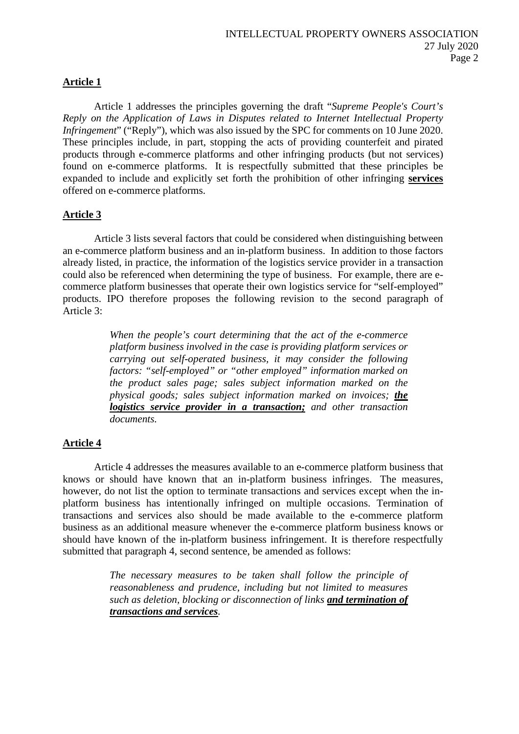**Article 1**

Article 1 addresses the principles governing the draft "*Supreme People's Court's Reply on the Application of Laws in Disputes related to Internet Intellectual Property Infringement*" ("Reply"), which was also issued by the SPC for comments on 10 June 2020. These principles include, in part, stopping the acts of providing counterfeit and pirated products through e-commerce platforms and other infringing products (but not services) found on e-commerce platforms. It is respectfully submitted that these principles be expanded to include and explicitly set forth the prohibition of other infringing **services** offered on e-commerce platforms.

**Article 3**

Article 3 lists several factors that could be considered when distinguishing between an e-commerce platform business and an in-platform business. In addition to those factors already listed, in practice, the information of the logistics service provider in a transaction could also be referenced when determining the type of business. For example, there are e-commerce platform businesses that operate their own logistics service for "self-employed" products. IPO therefore proposes the following revision to the second paragraph of Article 3:

> *When the people's court determining that the act of the e-commerce platform business involved in the case is providing platform services or carrying out self-operated business, it may consider the following factors: "self-employed" or "other employed" information marked on the product sales page; sales subject information marked on the physical goods; sales subject information marked on invoices;* ***the logistics service provider in a transaction;*** *and other transaction documents.*

**Article 4**

Article 4 addresses the measures available to an e-commerce platform business that knows or should have known that an in-platform business infringes. The measures, however, do not list the option to terminate transactions and services except when the in-platform business has intentionally infringed on multiple occasions. Termination of transactions and services also should be made available to the e-commerce platform business as an additional measure whenever the e-commerce platform business knows or should have known of the in-platform business infringement. It is therefore respectfully submitted that paragraph 4, second sentence, be amended as follows:

> *The necessary measures to be taken shall follow the principle of reasonableness and prudence, including but not limited to measures such as deletion, blocking or disconnection of links* ***and termination of transactions and services****.*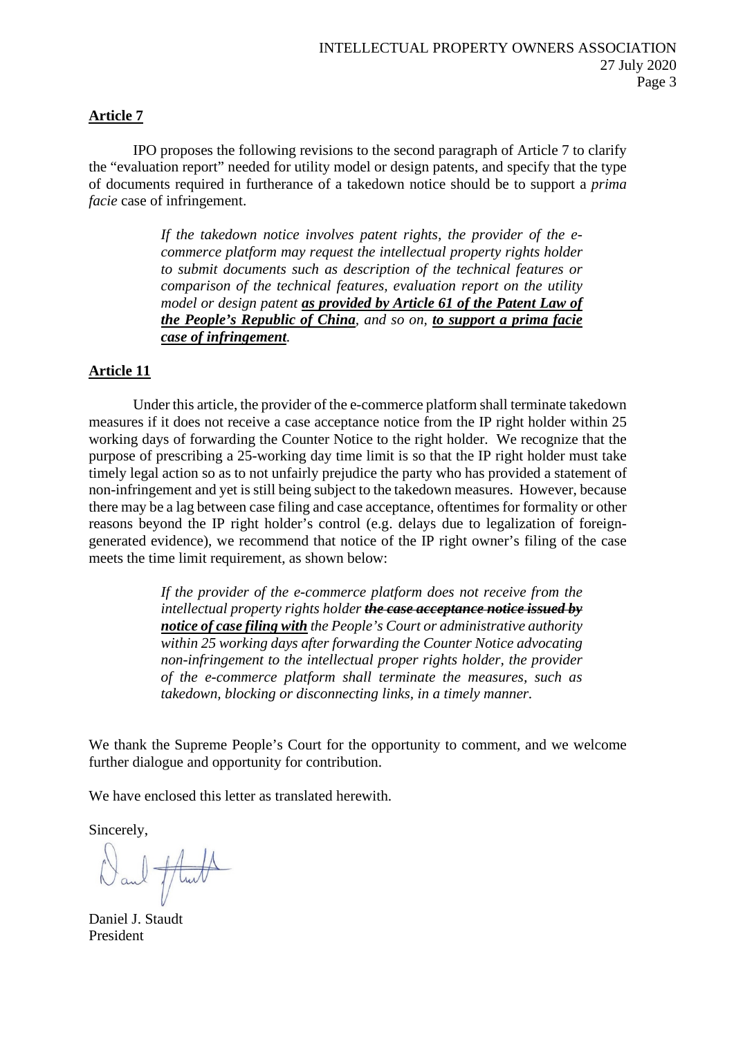**Article 7**

IPO proposes the following revisions to the second paragraph of Article 7 to clarify the "evaluation report" needed for utility model or design patents, and specify that the type of documents required in furtherance of a takedown notice should be to support a *prima facie* case of infringement.

> *If the takedown notice involves patent rights, the provider of the e-commerce platform may request the intellectual property rights holder to submit documents such as description of the technical features or comparison of the technical features, evaluation report on the utility model or design patent* ***<u>as provided by Article 61 of the Patent Law of the People's Republic of China</u>****, and so on,* ***<u>to support a prima facie case of infringement</u>****.*

**Article 11**

Under this article, the provider of the e-commerce platform shall terminate takedown measures if it does not receive a case acceptance notice from the IP right holder within 25 working days of forwarding the Counter Notice to the right holder. We recognize that the purpose of prescribing a 25-working day time limit is so that the IP right holder must take timely legal action so as to not unfairly prejudice the party who has provided a statement of non-infringement and yet is still being subject to the takedown measures. However, because there may be a lag between case filing and case acceptance, oftentimes for formality or other reasons beyond the IP right holder's control (e.g. delays due to legalization of foreign-generated evidence), we recommend that notice of the IP right owner's filing of the case meets the time limit requirement, as shown below:

> *If the provider of the e-commerce platform does not receive from the intellectual property rights holder* ***~~the case acceptance notice issued by~~*** ***<u>notice of case filing with</u>*** *the People's Court or administrative authority within 25 working days after forwarding the Counter Notice advocating non-infringement to the intellectual proper rights holder, the provider of the e-commerce platform shall terminate the measures, such as takedown, blocking or disconnecting links, in a timely manner.*

We thank the Supreme People's Court for the opportunity to comment, and we welcome further dialogue and opportunity for contribution.

We have enclosed this letter as translated herewith.

Sincerely,

Daniel J. Staudt
President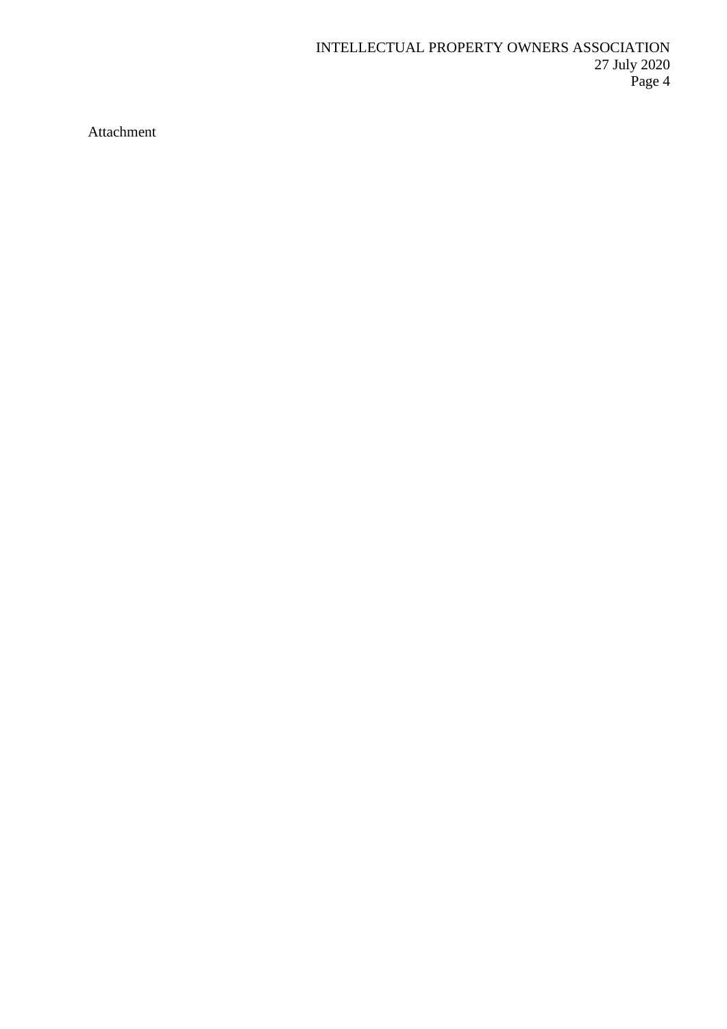Attachment